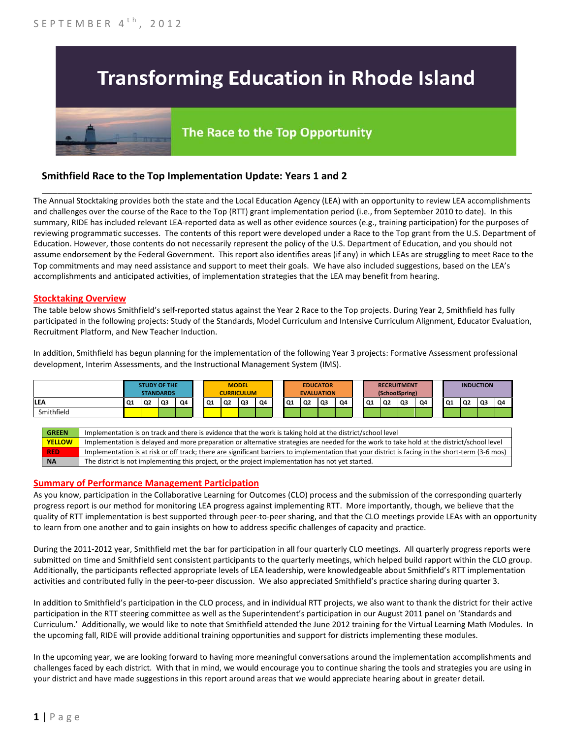SEPTEMBER 4th, 2012

# Transforming Education in Rhode Island

## The Race to the Top Opportunity

### Smithfield Race to the Top Implementation Update: Years 1 and 2

The Annual Stocktaking provides both the state and the Local Education Agency (LEA) with an opportunity to review LEA accomplishments and challenges over the course of the Race to the Top (RTT) grant implementation period (i.e., from September 2010 to date). In this summary, RIDE has included relevant LEA-reported data as well as other evidence sources (e.g., training participation) for the purposes of reviewing programmatic successes. The contents of this report were developed under a Race to the Top grant from the U.S. Department of Education. However, those contents do not necessarily represent the policy of the U.S. Department of Education, and you should not assume endorsement by the Federal Government. This report also identifies areas (if any) in which LEAs are struggling to meet Race to the Top commitments and may need assistance and support to meet their goals. We have also included suggestions, based on the LEA's accomplishments and anticipated activities, of implementation strategies that the LEA may benefit from hearing.

#### Stocktaking Overview

The table below shows Smithfield's self-reported status against the Year 2 Race to the Top projects. During Year 2, Smithfield has fully participated in the following projects: Study of the Standards, Model Curriculum and Intensive Curriculum Alignment, Educator Evaluation, Recruitment Platform, and New Teacher Induction.

In addition, Smithfield has begun planning for the implementation of the following Year 3 projects: Formative Assessment professional development, Interim Assessments, and the Instructional Management System (IMS).

| | STUDY OF THE STANDARDS | | | | MODEL CURRICULUM | | | | EDUCATOR EVALUATION | | | | RECRUITMENT (SchoolSpring) | | | | INDUCTION | | | |
|---|---|---|---|---|---|---|---|---|---|---|---|---|---|---|---|---|---|---|---|---|
| LEA | Q1 | Q2 | Q3 | Q4 | Q1 | Q2 | Q3 | Q4 | Q1 | Q2 | Q3 | Q4 | Q1 | Q2 | Q3 | Q4 | Q1 | Q2 | Q3 | Q4 |
| Smithfield | Yellow | Yellow | Green | Green | Yellow | Yellow | Green | Green | Green | Green | Green | Green | Green | Green | Green | Green | Green | Green | Green | Green |

| | |
|---|---|
| GREEN | Implementation is on track and there is evidence that the work is taking hold at the district/school level |
| YELLOW | Implementation is delayed and more preparation or alternative strategies are needed for the work to take hold at the district/school level |
| RED | Implementation is at risk or off track; there are significant barriers to implementation that your district is facing in the short-term (3-6 mos) |
| NA | The district is not implementing this project, or the project implementation has not yet started. |

#### Summary of Performance Management Participation

As you know, participation in the Collaborative Learning for Outcomes (CLO) process and the submission of the corresponding quarterly progress report is our method for monitoring LEA progress against implementing RTT. More importantly, though, we believe that the quality of RTT implementation is best supported through peer-to-peer sharing, and that the CLO meetings provide LEAs with an opportunity to learn from one another and to gain insights on how to address specific challenges of capacity and practice.

During the 2011-2012 year, Smithfield met the bar for participation in all four quarterly CLO meetings. All quarterly progress reports were submitted on time and Smithfield sent consistent participants to the quarterly meetings, which helped build rapport within the CLO group. Additionally, the participants reflected appropriate levels of LEA leadership, were knowledgeable about Smithfield's RTT implementation activities and contributed fully in the peer-to-peer discussion. We also appreciated Smithfield's practice sharing during quarter 3.

In addition to Smithfield's participation in the CLO process, and in individual RTT projects, we also want to thank the district for their active participation in the RTT steering committee as well as the Superintendent's participation in our August 2011 panel on 'Standards and Curriculum.' Additionally, we would like to note that Smithfield attended the June 2012 training for the Virtual Learning Math Modules. In the upcoming fall, RIDE will provide additional training opportunities and support for districts implementing these modules.

In the upcoming year, we are looking forward to having more meaningful conversations around the implementation accomplishments and challenges faced by each district. With that in mind, we would encourage you to continue sharing the tools and strategies you are using in your district and have made suggestions in this report around areas that we would appreciate hearing about in greater detail.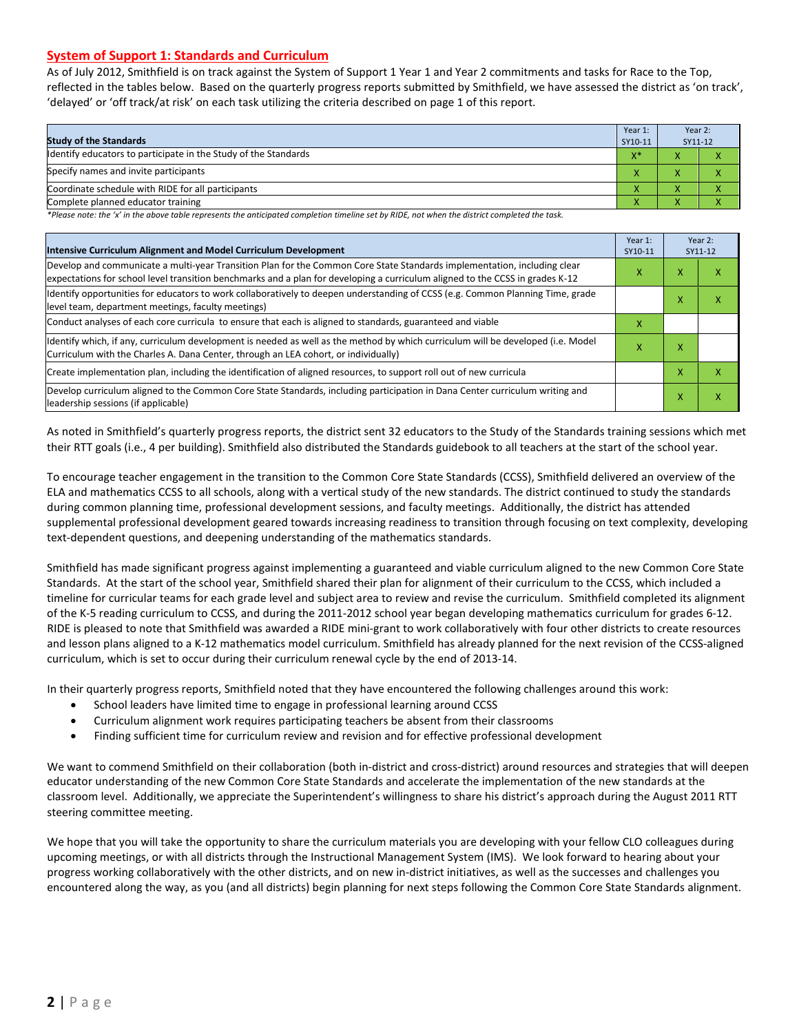## System of Support 1: Standards and Curriculum

As of July 2012, Smithfield is on track against the System of Support 1 Year 1 and Year 2 commitments and tasks for Race to the Top, reflected in the tables below. Based on the quarterly progress reports submitted by Smithfield, we have assessed the district as 'on track', 'delayed' or 'off track/at risk' on each task utilizing the criteria described on page 1 of this report.

| Study of the Standards | Year 1: SY10-11 | Year 2: SY11-12 | |
|---|---|---|---|
| Identify educators to participate in the Study of the Standards | X* | X | X |
| Specify names and invite participants | X | X | X |
| Coordinate schedule with RIDE for all participants | X | X | X |
| Complete planned educator training | X | X | X |

*Please note: the 'x' in the above table represents the anticipated completion timeline set by RIDE, not when the district completed the task.

| Intensive Curriculum Alignment and Model Curriculum Development | Year 1: SY10-11 | Year 2: SY11-12 | |
|---|---|---|---|
| Develop and communicate a multi-year Transition Plan for the Common Core State Standards implementation, including clear expectations for school level transition benchmarks and a plan for developing a curriculum aligned to the CCSS in grades K-12 | X | X | X |
| Identify opportunities for educators to work collaboratively to deepen understanding of CCSS (e.g. Common Planning Time, grade level team, department meetings, faculty meetings) | | X | X |
| Conduct analyses of each core curricula to ensure that each is aligned to standards, guaranteed and viable | X | | |
| Identify which, if any, curriculum development is needed as well as the method by which curriculum will be developed (i.e. Model Curriculum with the Charles A. Dana Center, through an LEA cohort, or individually) | X | X | |
| Create implementation plan, including the identification of aligned resources, to support roll out of new curricula | | X | X |
| Develop curriculum aligned to the Common Core State Standards, including participation in Dana Center curriculum writing and leadership sessions (if applicable) | | X | X |

As noted in Smithfield's quarterly progress reports, the district sent 32 educators to the Study of the Standards training sessions which met their RTT goals (i.e., 4 per building). Smithfield also distributed the Standards guidebook to all teachers at the start of the school year.

To encourage teacher engagement in the transition to the Common Core State Standards (CCSS), Smithfield delivered an overview of the ELA and mathematics CCSS to all schools, along with a vertical study of the new standards. The district continued to study the standards during common planning time, professional development sessions, and faculty meetings. Additionally, the district has attended supplemental professional development geared towards increasing readiness to transition through focusing on text complexity, developing text-dependent questions, and deepening understanding of the mathematics standards.

Smithfield has made significant progress against implementing a guaranteed and viable curriculum aligned to the new Common Core State Standards. At the start of the school year, Smithfield shared their plan for alignment of their curriculum to the CCSS, which included a timeline for curricular teams for each grade level and subject area to review and revise the curriculum. Smithfield completed its alignment of the K-5 reading curriculum to CCSS, and during the 2011-2012 school year began developing mathematics curriculum for grades 6-12. RIDE is pleased to note that Smithfield was awarded a RIDE mini-grant to work collaboratively with four other districts to create resources and lesson plans aligned to a K-12 mathematics model curriculum. Smithfield has already planned for the next revision of the CCSS-aligned curriculum, which is set to occur during their curriculum renewal cycle by the end of 2013-14.

In their quarterly progress reports, Smithfield noted that they have encountered the following challenges around this work:

- School leaders have limited time to engage in professional learning around CCSS
- Curriculum alignment work requires participating teachers be absent from their classrooms
- Finding sufficient time for curriculum review and revision and for effective professional development

We want to commend Smithfield on their collaboration (both in-district and cross-district) around resources and strategies that will deepen educator understanding of the new Common Core State Standards and accelerate the implementation of the new standards at the classroom level. Additionally, we appreciate the Superintendent's willingness to share his district's approach during the August 2011 RTT steering committee meeting.

We hope that you will take the opportunity to share the curriculum materials you are developing with your fellow CLO colleagues during upcoming meetings, or with all districts through the Instructional Management System (IMS). We look forward to hearing about your progress working collaboratively with the other districts, and on new in-district initiatives, as well as the successes and challenges you encountered along the way, as you (and all districts) begin planning for next steps following the Common Core State Standards alignment.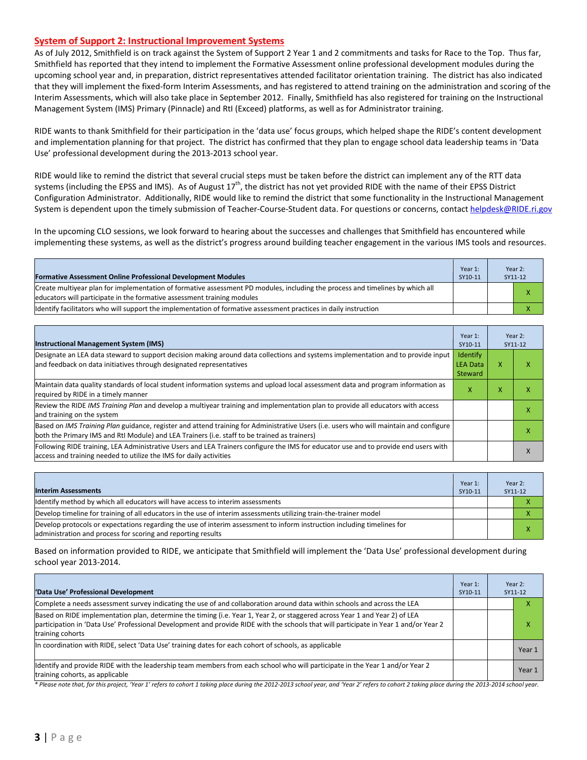## System of Support 2: Instructional Improvement Systems

As of July 2012, Smithfield is on track against the System of Support 2 Year 1 and 2 commitments and tasks for Race to the Top. Thus far, Smithfield has reported that they intend to implement the Formative Assessment online professional development modules during the upcoming school year and, in preparation, district representatives attended facilitator orientation training. The district has also indicated that they will implement the fixed-form Interim Assessments, and has registered to attend training on the administration and scoring of the Interim Assessments, which will also take place in September 2012. Finally, Smithfield has also registered for training on the Instructional Management System (IMS) Primary (Pinnacle) and RtI (Exceed) platforms, as well as for Administrator training.

RIDE wants to thank Smithfield for their participation in the 'data use' focus groups, which helped shape the RIDE's content development and implementation planning for that project. The district has confirmed that they plan to engage school data leadership teams in 'Data Use' professional development during the 2013-2013 school year.

RIDE would like to remind the district that several crucial steps must be taken before the district can implement any of the RTT data systems (including the EPSS and IMS). As of August 17th, the district has not yet provided RIDE with the name of their EPSS District Configuration Administrator. Additionally, RIDE would like to remind the district that some functionality in the Instructional Management System is dependent upon the timely submission of Teacher-Course-Student data. For questions or concerns, contact helpdesk@RIDE.ri.gov

In the upcoming CLO sessions, we look forward to hearing about the successes and challenges that Smithfield has encountered while implementing these systems, as well as the district's progress around building teacher engagement in the various IMS tools and resources.

| Formative Assessment Online Professional Development Modules | Year 1: SY10-11 | Year 2: SY11-12 | |
|---|---|---|---|
| Create multiyear plan for implementation of formative assessment PD modules, including the process and timelines by which all educators will participate in the formative assessment training modules | | | X |
| Identify facilitators who will support the implementation of formative assessment practices in daily instruction | | | X |

| Instructional Management System (IMS) | Year 1: SY10-11 | Year 2: SY11-12 | |
|---|---|---|---|
| Designate an LEA data steward to support decision making around data collections and systems implementation and to provide input and feedback on data initiatives through designated representatives | Identify LEA Data Steward | X | X |
| Maintain data quality standards of local student information systems and upload local assessment data and program information as required by RIDE in a timely manner | X | X | X |
| Review the RIDE *IMS Training Plan* and develop a multiyear training and implementation plan to provide all educators with access and training on the system | | | X |
| Based on *IMS Training Plan* guidance, register and attend training for Administrative Users (i.e. users who will maintain and configure both the Primary IMS and RtI Module) and LEA Trainers (i.e. staff to be trained as trainers) | | | X |
| Following RIDE training, LEA Administrative Users and LEA Trainers configure the IMS for educator use and to provide end users with access and training needed to utilize the IMS for daily activities | | | X |

| Interim Assessments | Year 1: SY10-11 | Year 2: SY11-12 | |
|---|---|---|---|
| Identify method by which all educators will have access to interim assessments | | | X |
| Develop timeline for training of all educators in the use of interim assessments utilizing train-the-trainer model | | | X |
| Develop protocols or expectations regarding the use of interim assessment to inform instruction including timelines for administration and process for scoring and reporting results | | | X |

Based on information provided to RIDE, we anticipate that Smithfield will implement the 'Data Use' professional development during school year 2013-2014.

| 'Data Use' Professional Development | Year 1: SY10-11 | Year 2: SY11-12 | |
|---|---|---|---|
| Complete a needs assessment survey indicating the use of and collaboration around data within schools and across the LEA | | | X |
| Based on RIDE implementation plan, determine the timing (i.e. Year 1, Year 2, or staggered across Year 1 and Year 2) of LEA participation in 'Data Use' Professional Development and provide RIDE with the schools that will participate in Year 1 and/or Year 2 training cohorts | | | X |
| In coordination with RIDE, select 'Data Use' training dates for each cohort of schools, as applicable | | | Year 1 |
| Identify and provide RIDE with the leadership team members from each school who will participate in the Year 1 and/or Year 2 training cohorts, as applicable | | | Year 1 |

*\* Please note that, for this project, 'Year 1' refers to cohort 1 taking place during the 2012-2013 school year, and 'Year 2' refers to cohort 2 taking place during the 2013-2014 school year.*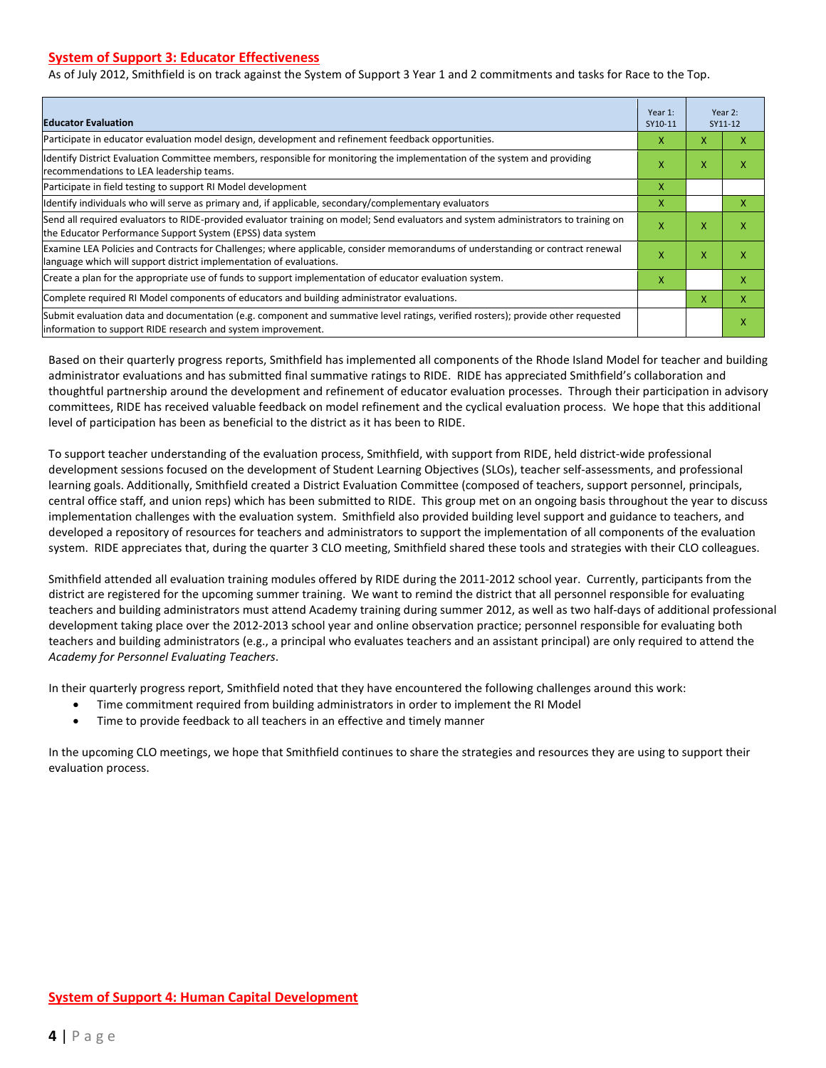## System of Support 3: Educator Effectiveness

As of July 2012, Smithfield is on track against the System of Support 3 Year 1 and 2 commitments and tasks for Race to the Top.

| Educator Evaluation | Year 1: SY10-11 | Year 2: SY11-12 | |
|---|---|---|---|
| Participate in educator evaluation model design, development and refinement feedback opportunities. | X | X | X |
| Identify District Evaluation Committee members, responsible for monitoring the implementation of the system and providing recommendations to LEA leadership teams. | X | X | X |
| Participate in field testing to support RI Model development | X | | |
| Identify individuals who will serve as primary and, if applicable, secondary/complementary evaluators | X | | X |
| Send all required evaluators to RIDE-provided evaluator training on model; Send evaluators and system administrators to training on the Educator Performance Support System (EPSS) data system | X | X | X |
| Examine LEA Policies and Contracts for Challenges; where applicable, consider memorandums of understanding or contract renewal language which will support district implementation of evaluations. | X | X | X |
| Create a plan for the appropriate use of funds to support implementation of educator evaluation system. | X | | X |
| Complete required RI Model components of educators and building administrator evaluations. | | X | X |
| Submit evaluation data and documentation (e.g. component and summative level ratings, verified rosters); provide other requested information to support RIDE research and system improvement. | | | X |

Based on their quarterly progress reports, Smithfield has implemented all components of the Rhode Island Model for teacher and building administrator evaluations and has submitted final summative ratings to RIDE. RIDE has appreciated Smithfield's collaboration and thoughtful partnership around the development and refinement of educator evaluation processes. Through their participation in advisory committees, RIDE has received valuable feedback on model refinement and the cyclical evaluation process. We hope that this additional level of participation has been as beneficial to the district as it has been to RIDE.

To support teacher understanding of the evaluation process, Smithfield, with support from RIDE, held district-wide professional development sessions focused on the development of Student Learning Objectives (SLOs), teacher self-assessments, and professional learning goals. Additionally, Smithfield created a District Evaluation Committee (composed of teachers, support personnel, principals, central office staff, and union reps) which has been submitted to RIDE. This group met on an ongoing basis throughout the year to discuss implementation challenges with the evaluation system. Smithfield also provided building level support and guidance to teachers, and developed a repository of resources for teachers and administrators to support the implementation of all components of the evaluation system. RIDE appreciates that, during the quarter 3 CLO meeting, Smithfield shared these tools and strategies with their CLO colleagues.

Smithfield attended all evaluation training modules offered by RIDE during the 2011-2012 school year. Currently, participants from the district are registered for the upcoming summer training. We want to remind the district that all personnel responsible for evaluating teachers and building administrators must attend Academy training during summer 2012, as well as two half-days of additional professional development taking place over the 2012-2013 school year and online observation practice; personnel responsible for evaluating both teachers and building administrators (e.g., a principal who evaluates teachers and an assistant principal) are only required to attend the *Academy for Personnel Evaluating Teachers*.

In their quarterly progress report, Smithfield noted that they have encountered the following challenges around this work:

- Time commitment required from building administrators in order to implement the RI Model
- Time to provide feedback to all teachers in an effective and timely manner

In the upcoming CLO meetings, we hope that Smithfield continues to share the strategies and resources they are using to support their evaluation process.

## System of Support 4: Human Capital Development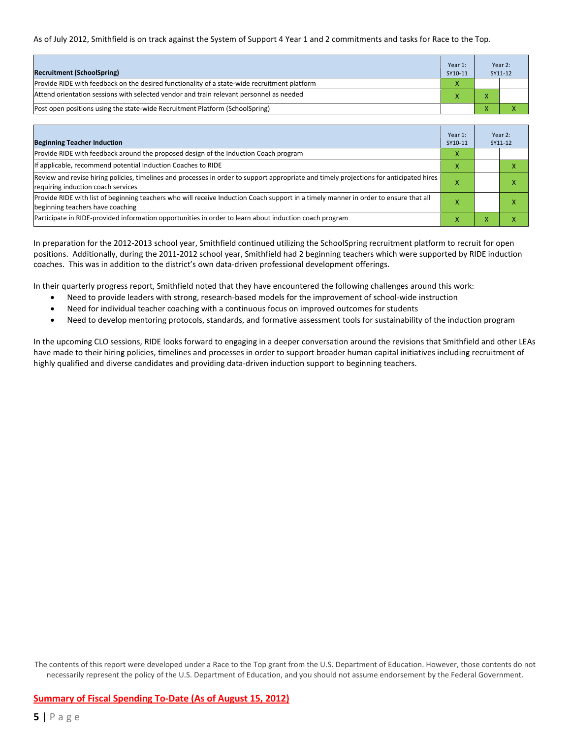As of July 2012, Smithfield is on track against the System of Support 4 Year 1 and 2 commitments and tasks for Race to the Top.

| Recruitment (SchoolSpring) | Year 1: SY10-11 | Year 2: SY11-12 | |
|---|---|---|---|
| Provide RIDE with feedback on the desired functionality of a state-wide recruitment platform | X | | |
| Attend orientation sessions with selected vendor and train relevant personnel as needed | X | X | |
| Post open positions using the state-wide Recruitment Platform (SchoolSpring) | | X | X |

| Beginning Teacher Induction | Year 1: SY10-11 | Year 2: SY11-12 | |
|---|---|---|---|
| Provide RIDE with feedback around the proposed design of the Induction Coach program | X | | |
| If applicable, recommend potential Induction Coaches to RIDE | X | | X |
| Review and revise hiring policies, timelines and processes in order to support appropriate and timely projections for anticipated hires requiring induction coach services | X | | X |
| Provide RIDE with list of beginning teachers who will receive Induction Coach support in a timely manner in order to ensure that all beginning teachers have coaching | X | | X |
| Participate in RIDE-provided information opportunities in order to learn about induction coach program | X | X | X |

In preparation for the 2012-2013 school year, Smithfield continued utilizing the SchoolSpring recruitment platform to recruit for open positions. Additionally, during the 2011-2012 school year, Smithfield had 2 beginning teachers which were supported by RIDE induction coaches. This was in addition to the district's own data-driven professional development offerings.

In their quarterly progress report, Smithfield noted that they have encountered the following challenges around this work:

- Need to provide leaders with strong, research-based models for the improvement of school-wide instruction
- Need for individual teacher coaching with a continuous focus on improved outcomes for students
- Need to develop mentoring protocols, standards, and formative assessment tools for sustainability of the induction program

In the upcoming CLO sessions, RIDE looks forward to engaging in a deeper conversation around the revisions that Smithfield and other LEAs have made to their hiring policies, timelines and processes in order to support broader human capital initiatives including recruitment of highly qualified and diverse candidates and providing data-driven induction support to beginning teachers.

The contents of this report were developed under a Race to the Top grant from the U.S. Department of Education. However, those contents do not necessarily represent the policy of the U.S. Department of Education, and you should not assume endorsement by the Federal Government.

## Summary of Fiscal Spending To-Date (As of August 15, 2012)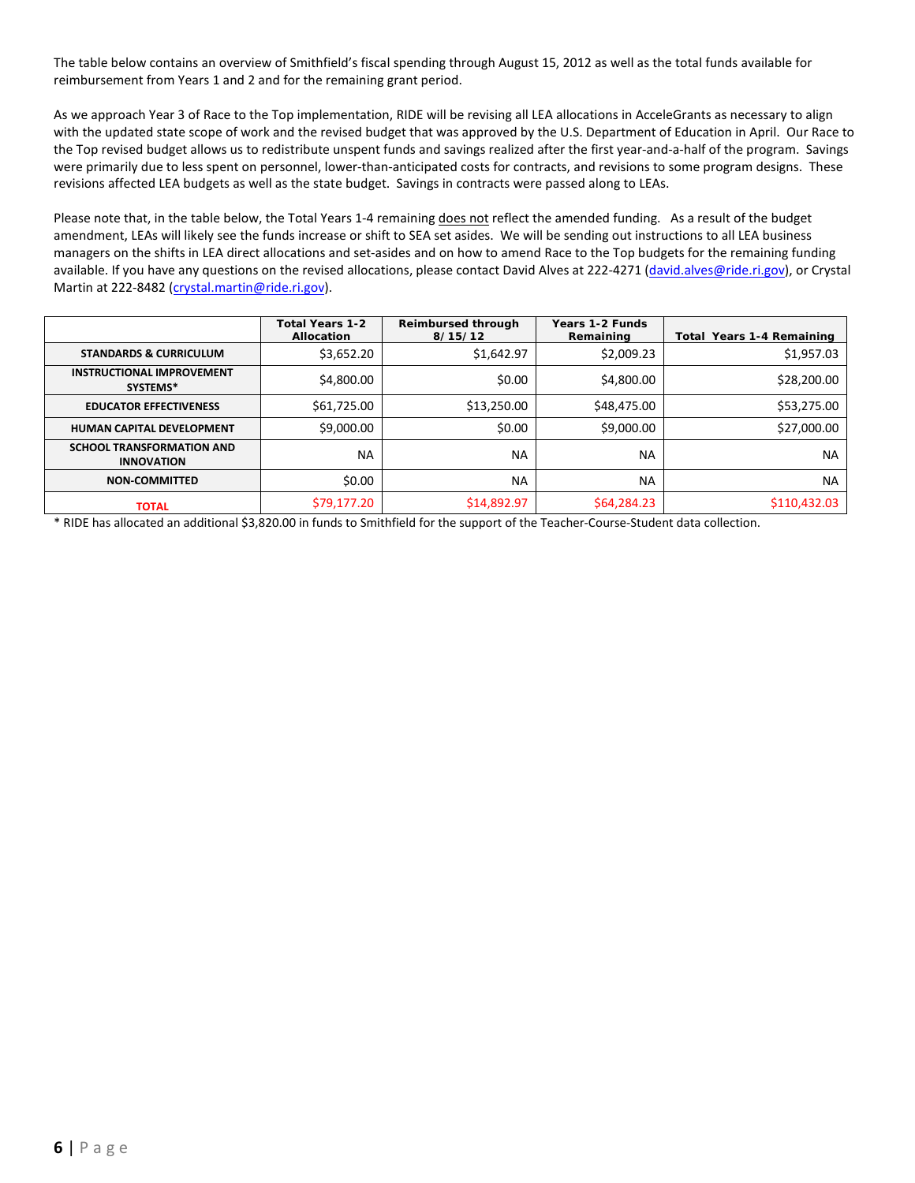The table below contains an overview of Smithfield's fiscal spending through August 15, 2012 as well as the total funds available for reimbursement from Years 1 and 2 and for the remaining grant period.

As we approach Year 3 of Race to the Top implementation, RIDE will be revising all LEA allocations in AcceleGrants as necessary to align with the updated state scope of work and the revised budget that was approved by the U.S. Department of Education in April. Our Race to the Top revised budget allows us to redistribute unspent funds and savings realized after the first year-and-a-half of the program. Savings were primarily due to less spent on personnel, lower-than-anticipated costs for contracts, and revisions to some program designs. These revisions affected LEA budgets as well as the state budget. Savings in contracts were passed along to LEAs.

Please note that, in the table below, the Total Years 1-4 remaining does not reflect the amended funding. As a result of the budget amendment, LEAs will likely see the funds increase or shift to SEA set asides. We will be sending out instructions to all LEA business managers on the shifts in LEA direct allocations and set-asides and on how to amend Race to the Top budgets for the remaining funding available. If you have any questions on the revised allocations, please contact David Alves at 222-4271 (david.alves@ride.ri.gov), or Crystal Martin at 222-8482 (crystal.martin@ride.ri.gov).

| | Total Years 1-2 Allocation | Reimbursed through 8/15/12 | Years 1-2 Funds Remaining | Total Years 1-4 Remaining |
|---|---|---|---|---|
| **STANDARDS & CURRICULUM** | $3,652.20 | $1,642.97 | $2,009.23 | $1,957.03 |
| **INSTRUCTIONAL IMPROVEMENT SYSTEMS*** | $4,800.00 | $0.00 | $4,800.00 | $28,200.00 |
| **EDUCATOR EFFECTIVENESS** | $61,725.00 | $13,250.00 | $48,475.00 | $53,275.00 |
| **HUMAN CAPITAL DEVELOPMENT** | $9,000.00 | $0.00 | $9,000.00 | $27,000.00 |
| **SCHOOL TRANSFORMATION AND INNOVATION** | NA | NA | NA | NA |
| **NON-COMMITTED** | $0.00 | NA | NA | NA |
| **TOTAL** | $79,177.20 | $14,892.97 | $64,284.23 | $110,432.03 |

* RIDE has allocated an additional $3,820.00 in funds to Smithfield for the support of the Teacher-Course-Student data collection.